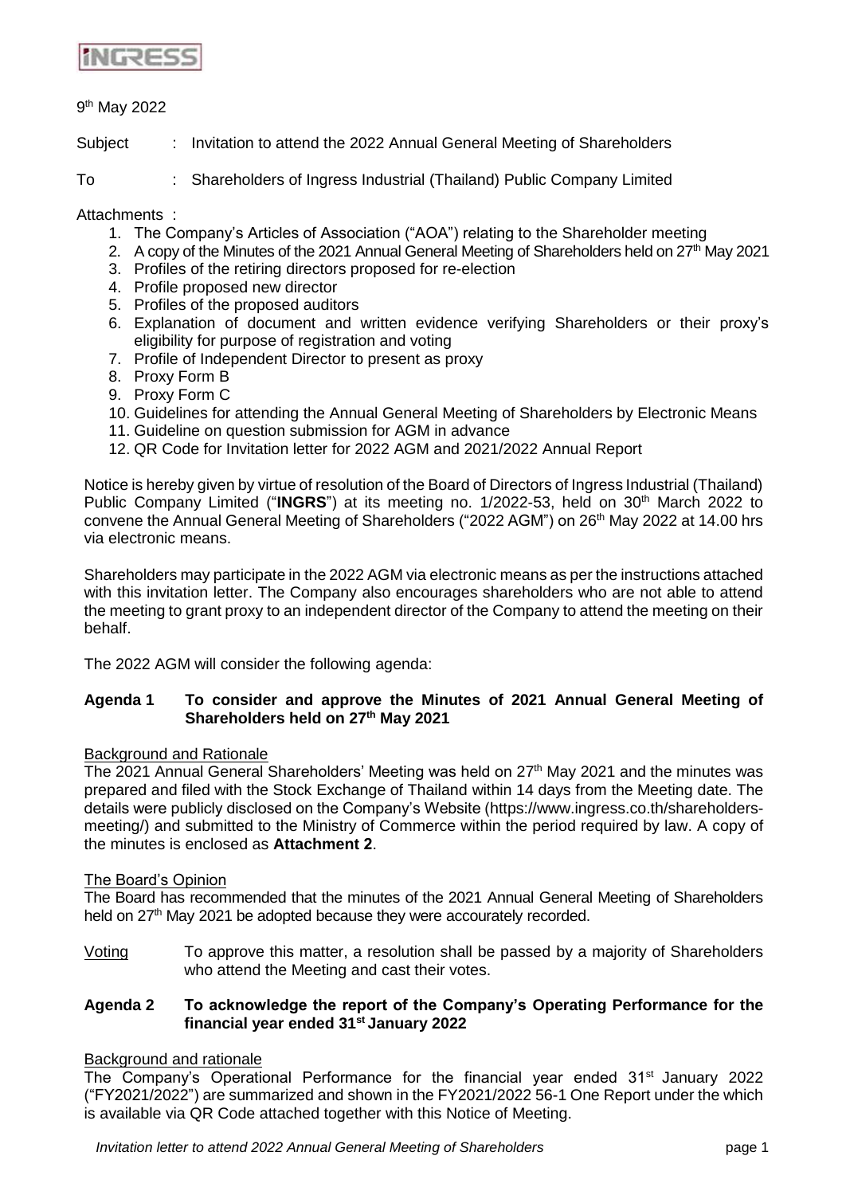9th May 2022

Subject : Invitation to attend the 2022 Annual General Meeting of Shareholders

To : Shareholders of Ingress Industrial (Thailand) Public Company Limited

Attachments :

1. The Company's Articles of Association ("AOA") relating to the Shareholder meeting
2. A copy of the Minutes of the 2021 Annual General Meeting of Shareholders held on 27th May 2021
3. Profiles of the retiring directors proposed for re-election
4. Profile proposed new director
5. Profiles of the proposed auditors
6. Explanation of document and written evidence verifying Shareholders or their proxy's eligibility for purpose of registration and voting
7. Profile of Independent Director to present as proxy
8. Proxy Form B
9. Proxy Form C
10. Guidelines for attending the Annual General Meeting of Shareholders by Electronic Means
11. Guideline on question submission for AGM in advance
12. QR Code for Invitation letter for 2022 AGM and 2021/2022 Annual Report

Notice is hereby given by virtue of resolution of the Board of Directors of Ingress Industrial (Thailand) Public Company Limited ("**INGRS**") at its meeting no. 1/2022-53, held on 30th March 2022 to convene the Annual General Meeting of Shareholders ("2022 AGM") on 26th May 2022 at 14.00 hrs via electronic means.

Shareholders may participate in the 2022 AGM via electronic means as per the instructions attached with this invitation letter. The Company also encourages shareholders who are not able to attend the meeting to grant proxy to an independent director of the Company to attend the meeting on their behalf.

The 2022 AGM will consider the following agenda:

**Agenda 1 To consider and approve the Minutes of 2021 Annual General Meeting of Shareholders held on 27th May 2021**

Background and Rationale

The 2021 Annual General Shareholders' Meeting was held on 27th May 2021 and the minutes was prepared and filed with the Stock Exchange of Thailand within 14 days from the Meeting date. The details were publicly disclosed on the Company's Website (https://www.ingress.co.th/shareholders-meeting/) and submitted to the Ministry of Commerce within the period required by law. A copy of the minutes is enclosed as **Attachment 2**.

The Board's Opinion

The Board has recommended that the minutes of the 2021 Annual General Meeting of Shareholders held on 27th May 2021 be adopted because they were accourately recorded.

Voting To approve this matter, a resolution shall be passed by a majority of Shareholders who attend the Meeting and cast their votes.

**Agenda 2 To acknowledge the report of the Company's Operating Performance for the financial year ended 31st January 2022**

Background and rationale

The Company's Operational Performance for the financial year ended 31st January 2022 ("FY2021/2022") are summarized and shown in the FY2021/2022 56-1 One Report under the which is available via QR Code attached together with this Notice of Meeting.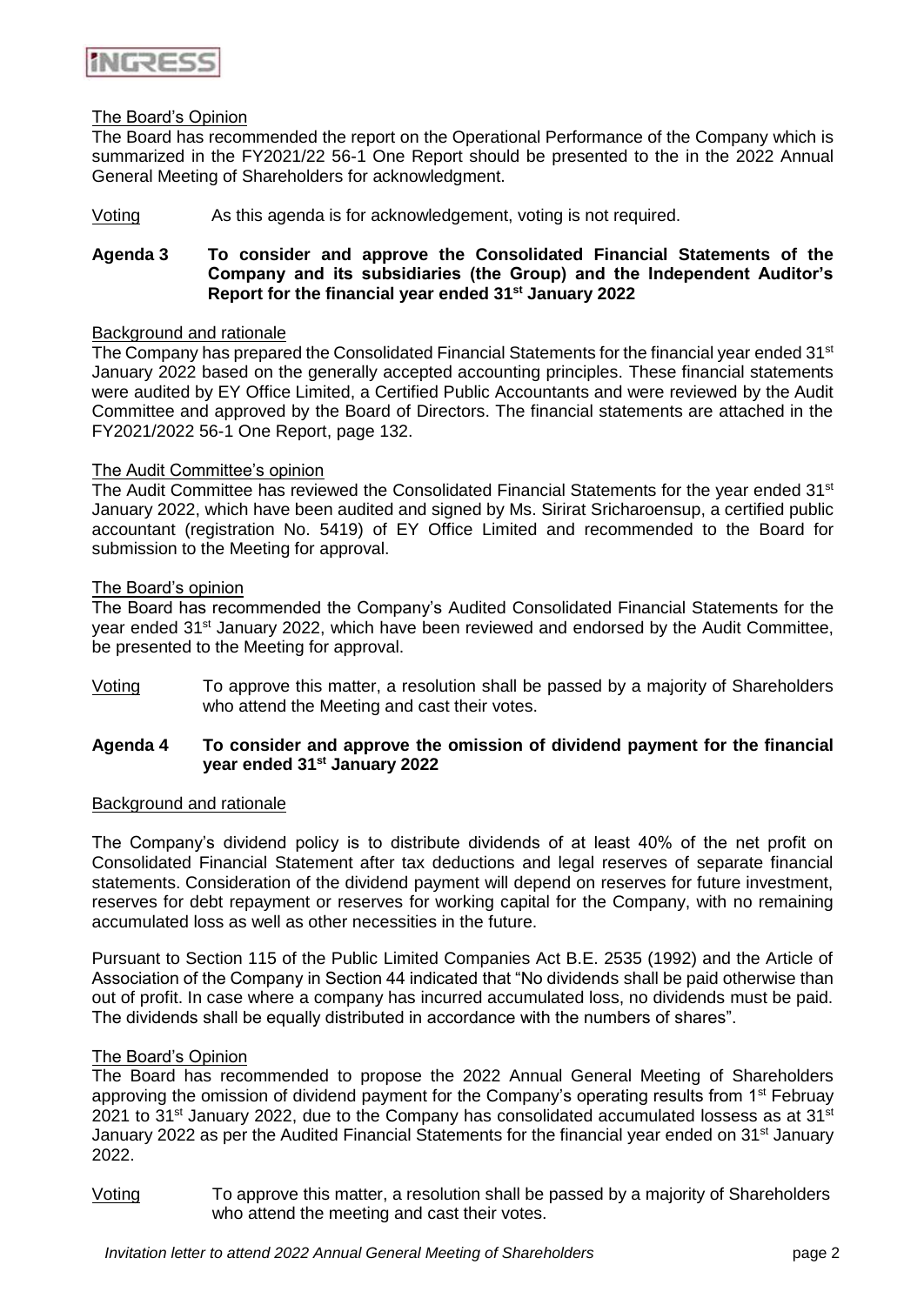The Board's Opinion

The Board has recommended the report on the Operational Performance of the Company which is summarized in the FY2021/22 56-1 One Report should be presented to the in the 2022 Annual General Meeting of Shareholders for acknowledgment.

Voting As this agenda is for acknowledgement, voting is not required.

**Agenda 3 To consider and approve the Consolidated Financial Statements of the Company and its subsidiaries (the Group) and the Independent Auditor's Report for the financial year ended 31st January 2022**

Background and rationale

The Company has prepared the Consolidated Financial Statements for the financial year ended 31st January 2022 based on the generally accepted accounting principles. These financial statements were audited by EY Office Limited, a Certified Public Accountants and were reviewed by the Audit Committee and approved by the Board of Directors. The financial statements are attached in the FY2021/2022 56-1 One Report, page 132.

The Audit Committee's opinion

The Audit Committee has reviewed the Consolidated Financial Statements for the year ended 31st January 2022, which have been audited and signed by Ms. Sirirat Sricharoensup, a certified public accountant (registration No. 5419) of EY Office Limited and recommended to the Board for submission to the Meeting for approval.

The Board's opinion

The Board has recommended the Company's Audited Consolidated Financial Statements for the year ended 31st January 2022, which have been reviewed and endorsed by the Audit Committee, be presented to the Meeting for approval.

Voting To approve this matter, a resolution shall be passed by a majority of Shareholders who attend the Meeting and cast their votes.

**Agenda 4 To consider and approve the omission of dividend payment for the financial year ended 31st January 2022**

Background and rationale

The Company's dividend policy is to distribute dividends of at least 40% of the net profit on Consolidated Financial Statement after tax deductions and legal reserves of separate financial statements. Consideration of the dividend payment will depend on reserves for future investment, reserves for debt repayment or reserves for working capital for the Company, with no remaining accumulated loss as well as other necessities in the future.

Pursuant to Section 115 of the Public Limited Companies Act B.E. 2535 (1992) and the Article of Association of the Company in Section 44 indicated that "No dividends shall be paid otherwise than out of profit. In case where a company has incurred accumulated loss, no dividends must be paid. The dividends shall be equally distributed in accordance with the numbers of shares".

The Board's Opinion

The Board has recommended to propose the 2022 Annual General Meeting of Shareholders approving the omission of dividend payment for the Company's operating results from 1st Februay 2021 to 31st January 2022, due to the Company has consolidated accumulated lossess as at 31st January 2022 as per the Audited Financial Statements for the financial year ended on 31st January 2022.

Voting To approve this matter, a resolution shall be passed by a majority of Shareholders who attend the meeting and cast their votes.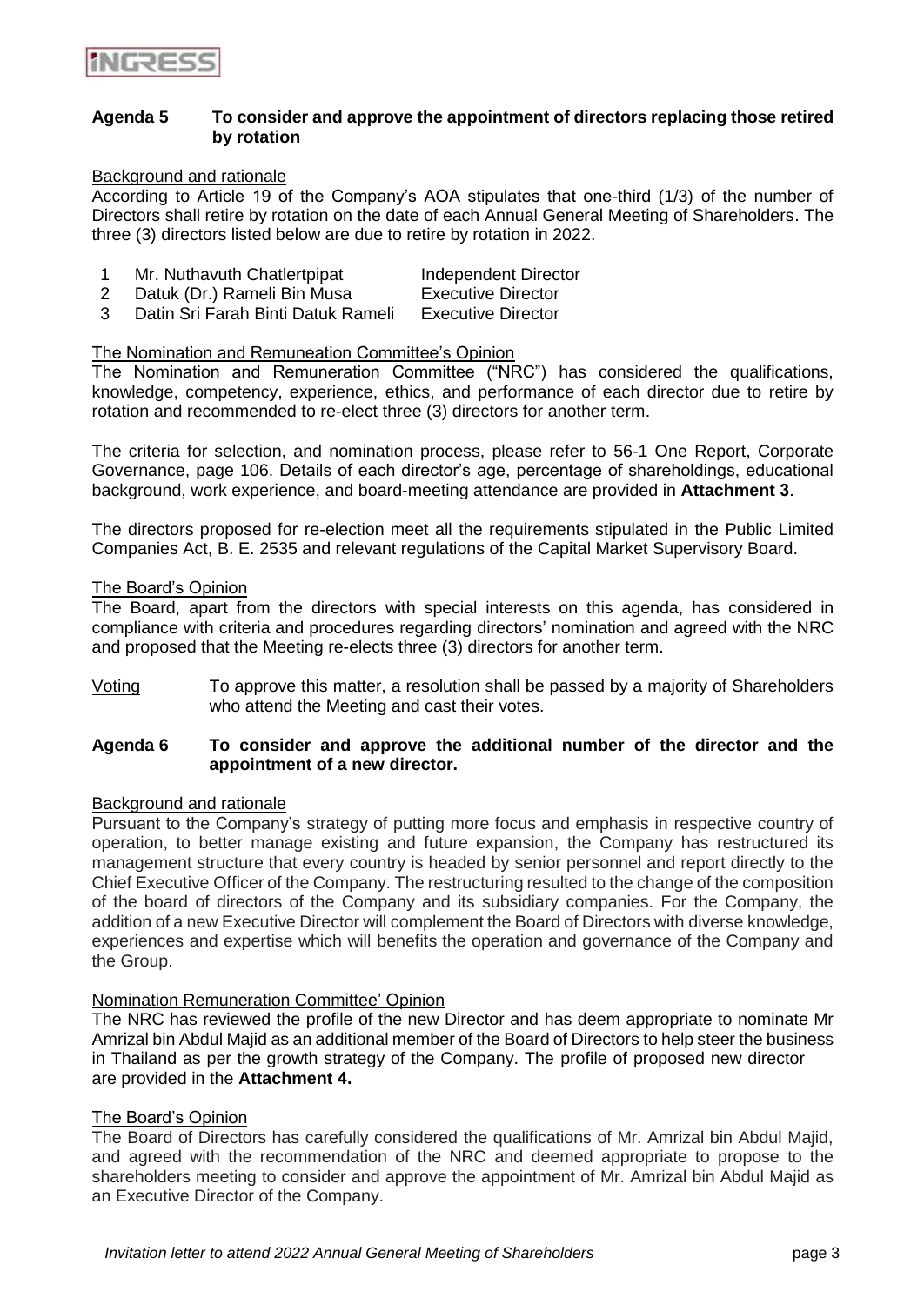## Agenda 5 To consider and approve the appointment of directors replacing those retired by rotation

Background and rationale

According to Article 19 of the Company's AOA stipulates that one-third (1/3) of the number of Directors shall retire by rotation on the date of each Annual General Meeting of Shareholders. The three (3) directors listed below are due to retire by rotation in 2022.

| | | |
|---|---|---|
| 1 | Mr. Nuthavuth Chatlertpipat | Independent Director |
| 2 | Datuk (Dr.) Rameli Bin Musa | Executive Director |
| 3 | Datin Sri Farah Binti Datuk Rameli | Executive Director |

The Nomination and Remuneation Committee's Opinion

The Nomination and Remuneration Committee ("NRC") has considered the qualifications, knowledge, competency, experience, ethics, and performance of each director due to retire by rotation and recommended to re-elect three (3) directors for another term.

The criteria for selection, and nomination process, please refer to 56-1 One Report, Corporate Governance, page 106. Details of each director's age, percentage of shareholdings, educational background, work experience, and board-meeting attendance are provided in **Attachment 3**.

The directors proposed for re-election meet all the requirements stipulated in the Public Limited Companies Act, B. E. 2535 and relevant regulations of the Capital Market Supervisory Board.

The Board's Opinion

The Board, apart from the directors with special interests on this agenda, has considered in compliance with criteria and procedures regarding directors' nomination and agreed with the NRC and proposed that the Meeting re-elects three (3) directors for another term.

Voting To approve this matter, a resolution shall be passed by a majority of Shareholders who attend the Meeting and cast their votes.

## Agenda 6 To consider and approve the additional number of the director and the appointment of a new director.

Background and rationale

Pursuant to the Company's strategy of putting more focus and emphasis in respective country of operation, to better manage existing and future expansion, the Company has restructured its management structure that every country is headed by senior personnel and report directly to the Chief Executive Officer of the Company. The restructuring resulted to the change of the composition of the board of directors of the Company and its subsidiary companies. For the Company, the addition of a new Executive Director will complement the Board of Directors with diverse knowledge, experiences and expertise which will benefits the operation and governance of the Company and the Group.

Nomination Remuneration Committee' Opinion

The NRC has reviewed the profile of the new Director and has deem appropriate to nominate Mr Amrizal bin Abdul Majid as an additional member of the Board of Directors to help steer the business in Thailand as per the growth strategy of the Company. The profile of proposed new director are provided in the **Attachment 4.**

The Board's Opinion

The Board of Directors has carefully considered the qualifications of Mr. Amrizal bin Abdul Majid, and agreed with the recommendation of the NRC and deemed appropriate to propose to the shareholders meeting to consider and approve the appointment of Mr. Amrizal bin Abdul Majid as an Executive Director of the Company.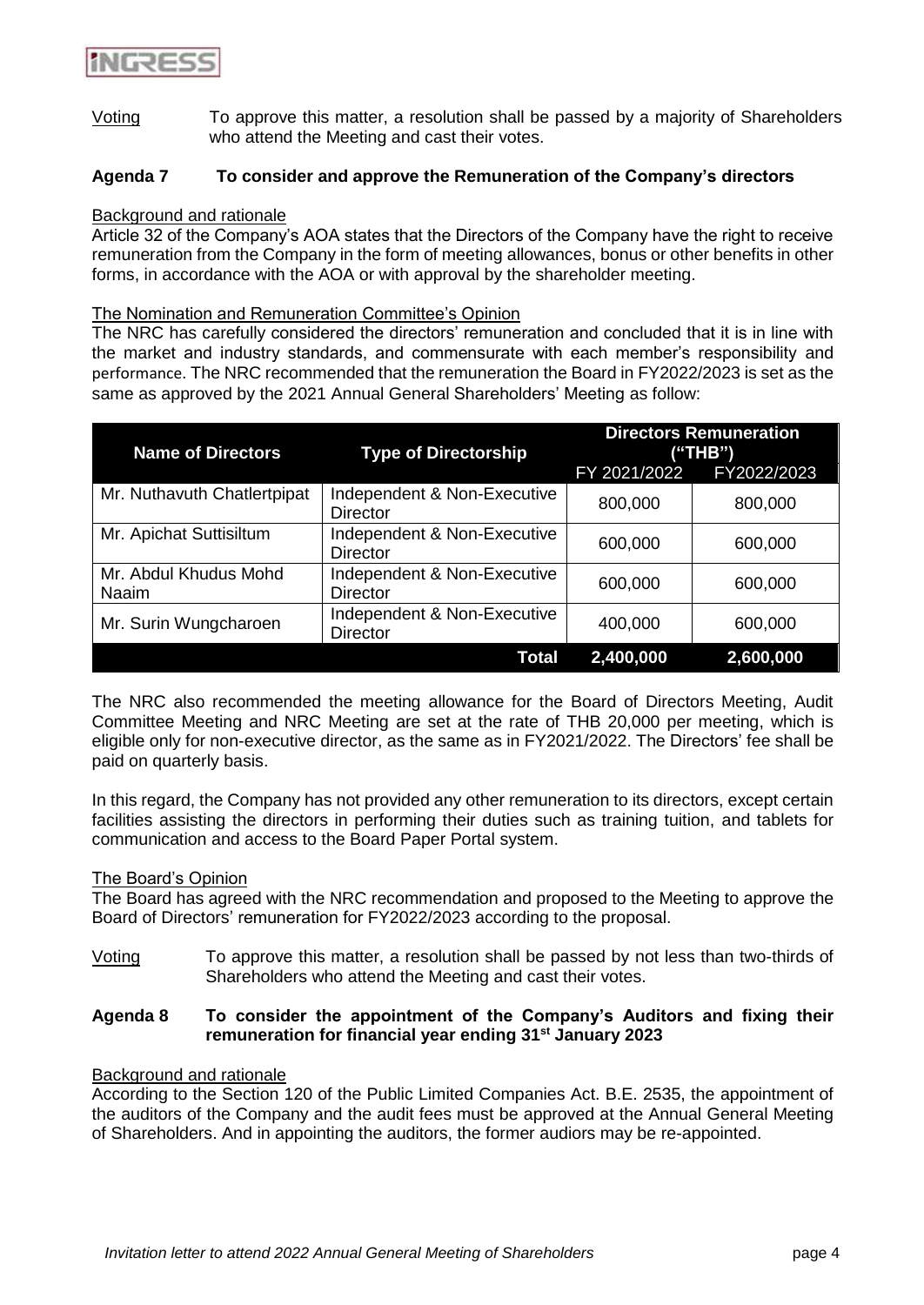Voting To approve this matter, a resolution shall be passed by a majority of Shareholders who attend the Meeting and cast their votes.

## Agenda 7 To consider and approve the Remuneration of the Company's directors

Background and rationale

Article 32 of the Company's AOA states that the Directors of the Company have the right to receive remuneration from the Company in the form of meeting allowances, bonus or other benefits in other forms, in accordance with the AOA or with approval by the shareholder meeting.

The Nomination and Remuneration Committee's Opinion

The NRC has carefully considered the directors' remuneration and concluded that it is in line with the market and industry standards, and commensurate with each member's responsibility and performance. The NRC recommended that the remuneration the Board in FY2022/2023 is set as the same as approved by the 2021 Annual General Shareholders' Meeting as follow:

| Name of Directors | Type of Directorship | Directors Remuneration ("THB") | |
|---|---|---|---|
| | | FY 2021/2022 | FY2022/2023 |
| Mr. Nuthavuth Chatlertpipat | Independent & Non-Executive Director | 800,000 | 800,000 |
| Mr. Apichat Suttisiltum | Independent & Non-Executive Director | 600,000 | 600,000 |
| Mr. Abdul Khudus Mohd Naaim | Independent & Non-Executive Director | 600,000 | 600,000 |
| Mr. Surin Wungcharoen | Independent & Non-Executive Director | 400,000 | 600,000 |
| | **Total** | **2,400,000** | **2,600,000** |

The NRC also recommended the meeting allowance for the Board of Directors Meeting, Audit Committee Meeting and NRC Meeting are set at the rate of THB 20,000 per meeting, which is eligible only for non-executive director, as the same as in FY2021/2022. The Directors' fee shall be paid on quarterly basis.

In this regard, the Company has not provided any other remuneration to its directors, except certain facilities assisting the directors in performing their duties such as training tuition, and tablets for communication and access to the Board Paper Portal system.

The Board's Opinion

The Board has agreed with the NRC recommendation and proposed to the Meeting to approve the Board of Directors' remuneration for FY2022/2023 according to the proposal.

Voting To approve this matter, a resolution shall be passed by not less than two-thirds of Shareholders who attend the Meeting and cast their votes.

## Agenda 8 To consider the appointment of the Company's Auditors and fixing their remuneration for financial year ending 31st January 2023

Background and rationale

According to the Section 120 of the Public Limited Companies Act. B.E. 2535, the appointment of the auditors of the Company and the audit fees must be approved at the Annual General Meeting of Shareholders. And in appointing the auditors, the former audiors may be re-appointed.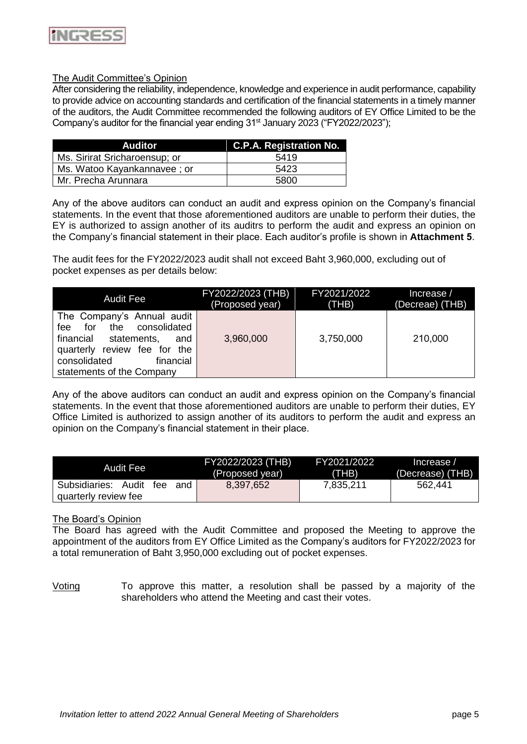The Audit Committee's Opinion

After considering the reliability, independence, knowledge and experience in audit performance, capability to provide advice on accounting standards and certification of the financial statements in a timely manner of the auditors, the Audit Committee recommended the following auditors of EY Office Limited to be the Company's auditor for the financial year ending 31st January 2023 ("FY2022/2023");

| Auditor | C.P.A. Registration No. |
|---|---|
| Ms. Sirirat Sricharoensup; or | 5419 |
| Ms. Watoo Kayankannavee ; or | 5423 |
| Mr. Precha Arunnara | 5800 |

Any of the above auditors can conduct an audit and express opinion on the Company's financial statements. In the event that those aforementioned auditors are unable to perform their duties, the EY is authorized to assign another of its auditrs to perform the audit and express an opinion on the Company's financial statement in their place. Each auditor's profile is shown in **Attachment 5**.

The audit fees for the FY2022/2023 audit shall not exceed Baht 3,960,000, excluding out of pocket expenses as per details below:

| Audit Fee | FY2022/2023 (THB) (Proposed year) | FY2021/2022 (THB) | Increase / (Decreae) (THB) |
|---|---|---|---|
| The Company's Annual audit fee for the consolidated financial statements, and quarterly review fee for the consolidated financial statements of the Company | 3,960,000 | 3,750,000 | 210,000 |

Any of the above auditors can conduct an audit and express opinion on the Company's financial statements. In the event that those aforementioned auditors are unable to perform their duties, EY Office Limited is authorized to assign another of its auditors to perform the audit and express an opinion on the Company's financial statement in their place.

| Audit Fee | FY2022/2023 (THB) (Proposed year) | FY2021/2022 (THB) | Increase / (Decrease) (THB) |
|---|---|---|---|
| Subsidiaries: Audit fee and quarterly review fee | 8,397,652 | 7,835,211 | 562,441 |

The Board's Opinion

The Board has agreed with the Audit Committee and proposed the Meeting to approve the appointment of the auditors from EY Office Limited as the Company's auditors for FY2022/2023 for a total remuneration of Baht 3,950,000 excluding out of pocket expenses.

Voting — To approve this matter, a resolution shall be passed by a majority of the shareholders who attend the Meeting and cast their votes.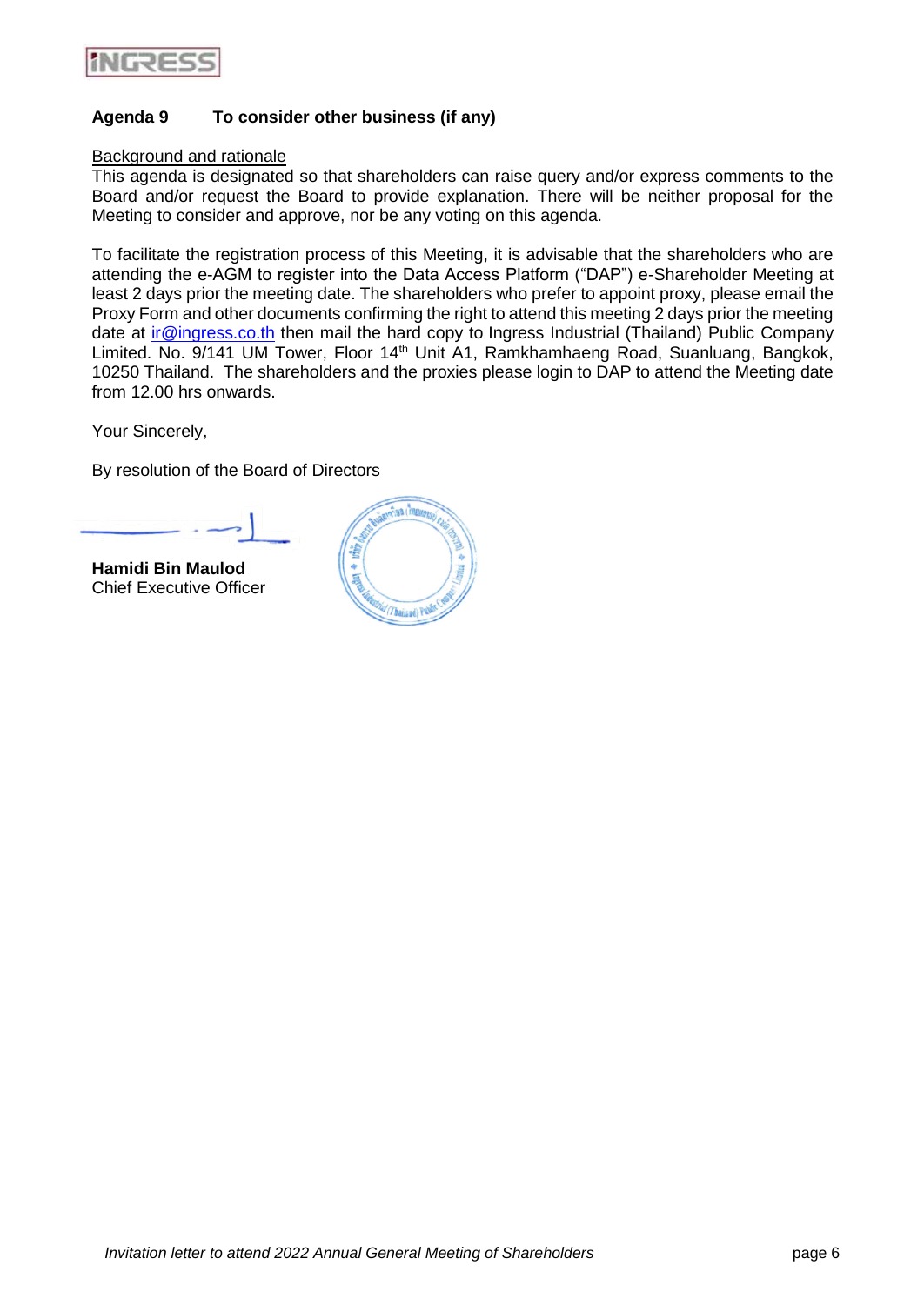**Agenda 9 To consider other business (if any)**

Background and rationale

This agenda is designated so that shareholders can raise query and/or express comments to the Board and/or request the Board to provide explanation. There will be neither proposal for the Meeting to consider and approve, nor be any voting on this agenda.

To facilitate the registration process of this Meeting, it is advisable that the shareholders who are attending the e-AGM to register into the Data Access Platform ("DAP") e-Shareholder Meeting at least 2 days prior the meeting date. The shareholders who prefer to appoint proxy, please email the Proxy Form and other documents confirming the right to attend this meeting 2 days prior the meeting date at ir@ingress.co.th then mail the hard copy to Ingress Industrial (Thailand) Public Company Limited. No. 9/141 UM Tower, Floor 14th Unit A1, Ramkhamhaeng Road, Suanluang, Bangkok, 10250 Thailand. The shareholders and the proxies please login to DAP to attend the Meeting date from 12.00 hrs onwards.

Your Sincerely,

By resolution of the Board of Directors

**Hamidi Bin Maulod**
Chief Executive Officer